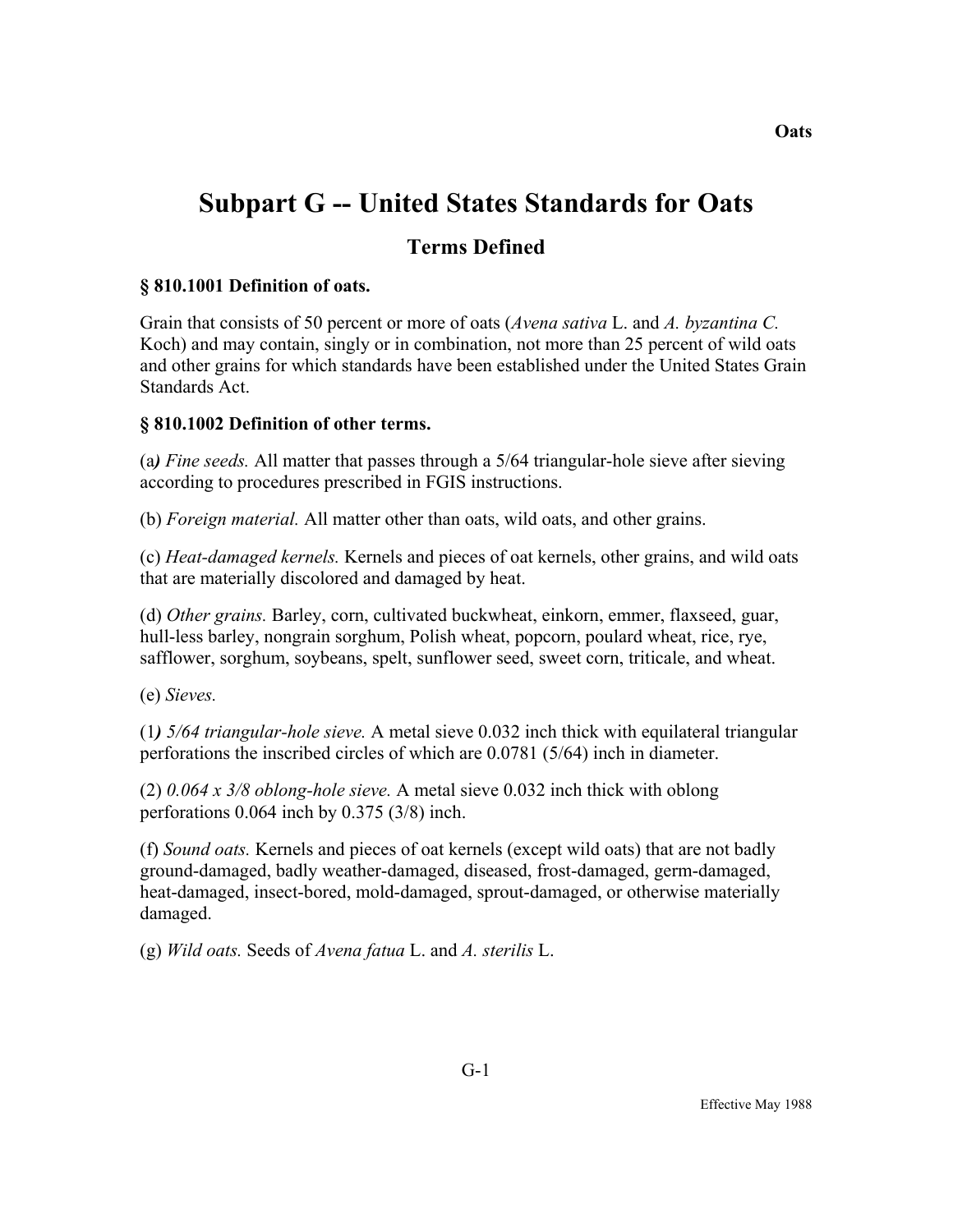# Subpart G -- United States Standards for Oats

## Terms Defined

### § 810.1001 Definition of oats.

Grain that consists of 50 percent or more of oats (*Avena sativa* L. and *A. byzantina C.* Koch) and may contain, singly or in combination, not more than 25 percent of wild oats and other grains for which standards have been established under the United States Grain Standards Act.

### § 810.1002 Definition of other terms.

(a) *Fine seeds.* All matter that passes through a 5/64 triangular-hole sieve after sieving according to procedures prescribed in FGIS instructions.

(b) *Foreign material.* All matter other than oats, wild oats, and other grains.

(c) *Heat-damaged kernels.* Kernels and pieces of oat kernels, other grains, and wild oats that are materially discolored and damaged by heat.

(d) *Other grains.* Barley, corn, cultivated buckwheat, einkorn, emmer, flaxseed, guar, hull-less barley, nongrain sorghum, Polish wheat, popcorn, poulard wheat, rice, rye, safflower, sorghum, soybeans, spelt, sunflower seed, sweet corn, triticale, and wheat.

(e) *Sieves.*

(1) *5/64 triangular-hole sieve.* A metal sieve 0.032 inch thick with equilateral triangular perforations the inscribed circles of which are 0.0781 (5/64) inch in diameter.

(2) *0.064 x 3/8 oblong-hole sieve.* A metal sieve 0.032 inch thick with oblong perforations 0.064 inch by 0.375 (3/8) inch.

(f) *Sound oats.* Kernels and pieces of oat kernels (except wild oats) that are not badly ground-damaged, badly weather-damaged, diseased, frost-damaged, germ-damaged, heat-damaged, insect-bored, mold-damaged, sprout-damaged, or otherwise materially damaged.

(g) *Wild oats.* Seeds of *Avena fatua* L. and *A. sterilis* L.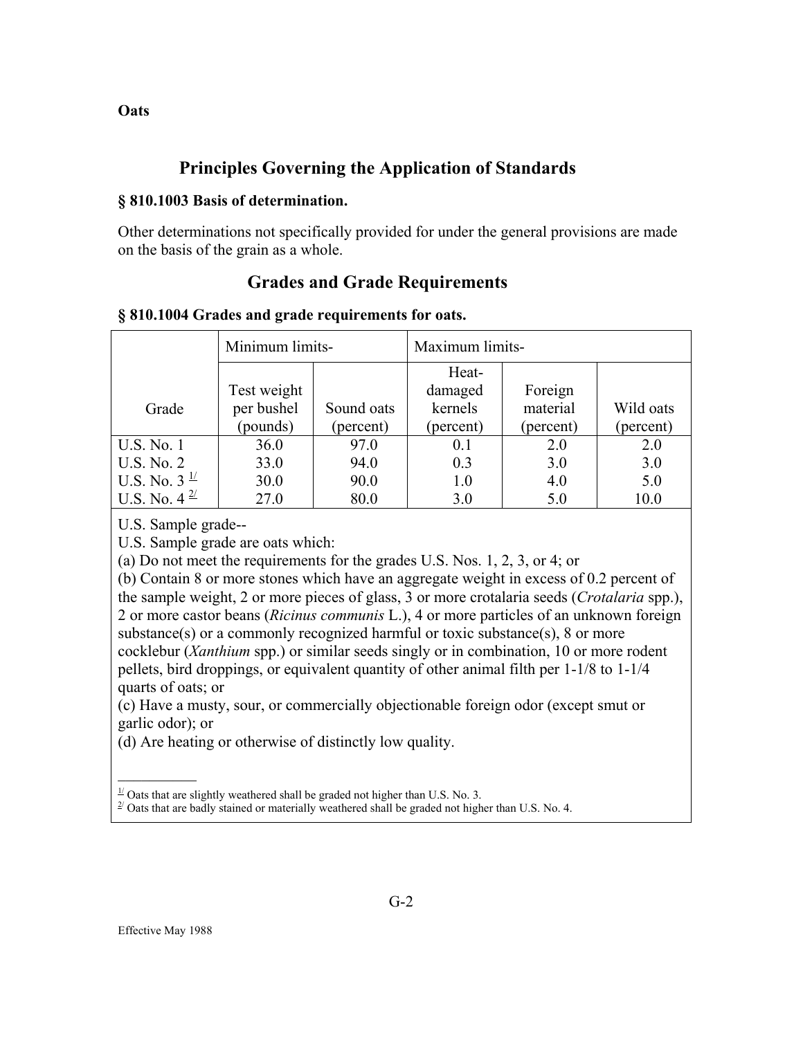**Oats**

## Principles Governing the Application of Standards

### § 810.1003 Basis of determination.

Other determinations not specifically provided for under the general provisions are made on the basis of the grain as a whole.

## Grades and Grade Requirements

### § 810.1004 Grades and grade requirements for oats.

| Grade | Minimum limits- | | Maximum limits- | | |
|---|---|---|---|---|---|
| | Test weight per bushel (pounds) | Sound oats (percent) | Heat-damaged kernels (percent) | Foreign material (percent) | Wild oats (percent) |
| U.S. No. 1 | 36.0 | 97.0 | 0.1 | 2.0 | 2.0 |
| U.S. No. 2 | 33.0 | 94.0 | 0.3 | 3.0 | 3.0 |
| U.S. No. 3 [1/] | 30.0 | 90.0 | 1.0 | 4.0 | 5.0 |
| U.S. No. 4 [2/] | 27.0 | 80.0 | 3.0 | 5.0 | 10.0 |

U.S. Sample grade--

U.S. Sample grade are oats which:

(a) Do not meet the requirements for the grades U.S. Nos. 1, 2, 3, or 4; or

(b) Contain 8 or more stones which have an aggregate weight in excess of 0.2 percent of the sample weight, 2 or more pieces of glass, 3 or more crotalaria seeds (*Crotalaria* spp.), 2 or more castor beans (*Ricinus communis* L.), 4 or more particles of an unknown foreign substance(s) or a commonly recognized harmful or toxic substance(s), 8 or more cocklebur (*Xanthium* spp.) or similar seeds singly or in combination, 10 or more rodent pellets, bird droppings, or equivalent quantity of other animal filth per 1-1/8 to 1-1/4 quarts of oats; or

(c) Have a musty, sour, or commercially objectionable foreign odor (except smut or garlic odor); or

(d) Are heating or otherwise of distinctly low quality.

---

[1/] Oats that are slightly weathered shall be graded not higher than U.S. No. 3.

[2/] Oats that are badly stained or materially weathered shall be graded not higher than U.S. No. 4.

Effective May 1988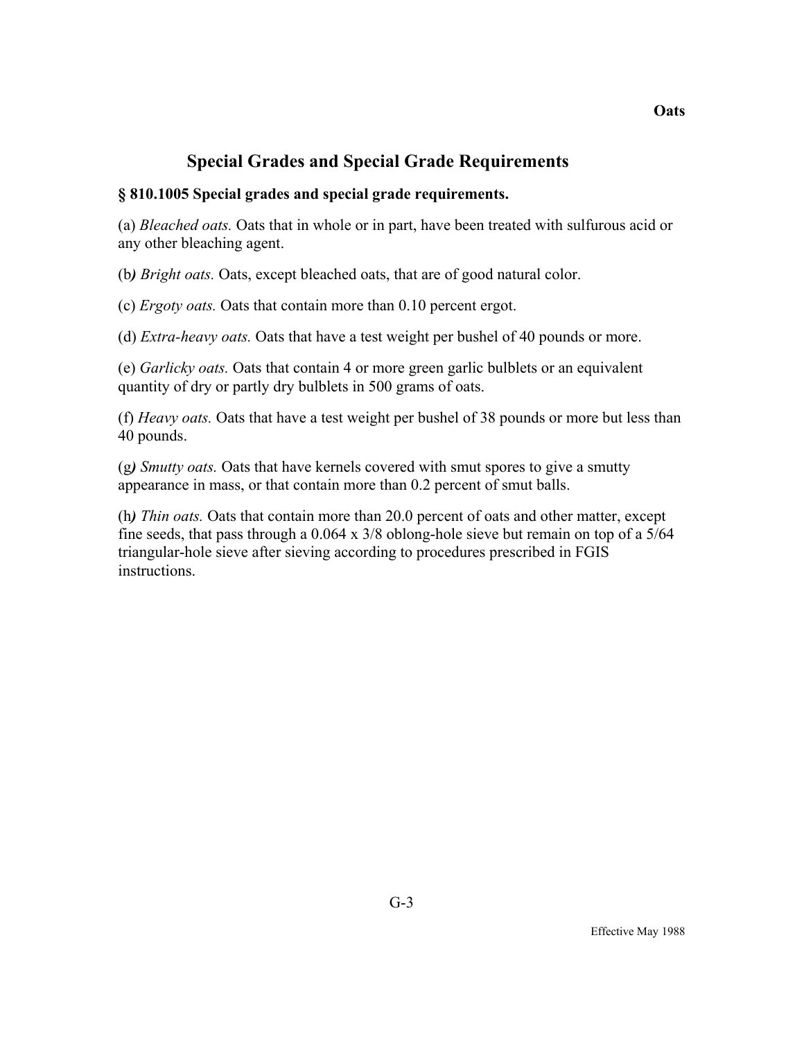## Special Grades and Special Grade Requirements

### § 810.1005 Special grades and special grade requirements.

(a) *Bleached oats.* Oats that in whole or in part, have been treated with sulfurous acid or any other bleaching agent.

(b) *Bright oats.* Oats, except bleached oats, that are of good natural color.

(c) *Ergoty oats.* Oats that contain more than 0.10 percent ergot.

(d) *Extra-heavy oats.* Oats that have a test weight per bushel of 40 pounds or more.

(e) *Garlicky oats.* Oats that contain 4 or more green garlic bulblets or an equivalent quantity of dry or partly dry bulblets in 500 grams of oats.

(f) *Heavy oats.* Oats that have a test weight per bushel of 38 pounds or more but less than 40 pounds.

(g) *Smutty oats.* Oats that have kernels covered with smut spores to give a smutty appearance in mass, or that contain more than 0.2 percent of smut balls.

(h) *Thin oats.* Oats that contain more than 20.0 percent of oats and other matter, except fine seeds, that pass through a 0.064 x 3/8 oblong-hole sieve but remain on top of a 5/64 triangular-hole sieve after sieving according to procedures prescribed in FGIS instructions.